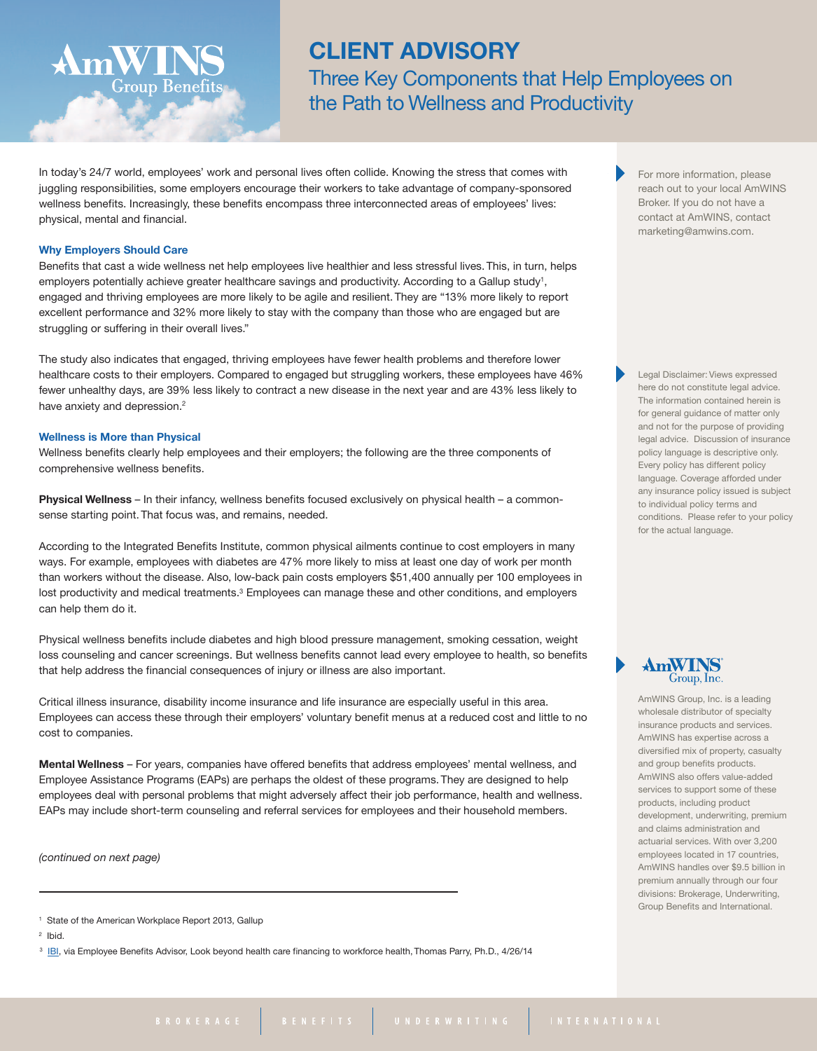# CLIENT ADVISORY

## Three Key Components that Help Employees on the Path to Wellness and Productivity

In today's 24/7 world, employees' work and personal lives often collide. Knowing the stress that comes with juggling responsibilities, some employers encourage their workers to take advantage of company-sponsored wellness benefits. Increasingly, these benefits encompass three interconnected areas of employees' lives: physical, mental and financial.

### Why Employers Should Care

Benefits that cast a wide wellness net help employees live healthier and less stressful lives. This, in turn, helps employers potentially achieve greater healthcare savings and productivity. According to a Gallup study[1], engaged and thriving employees are more likely to be agile and resilient. They are "13% more likely to report excellent performance and 32% more likely to stay with the company than those who are engaged but are struggling or suffering in their overall lives."

The study also indicates that engaged, thriving employees have fewer health problems and therefore lower healthcare costs to their employers. Compared to engaged but struggling workers, these employees have 46% fewer unhealthy days, are 39% less likely to contract a new disease in the next year and are 43% less likely to have anxiety and depression.[2]

### Wellness is More than Physical

Wellness benefits clearly help employees and their employers; the following are the three components of comprehensive wellness benefits.

**Physical Wellness** – In their infancy, wellness benefits focused exclusively on physical health – a common-sense starting point. That focus was, and remains, needed.

According to the Integrated Benefits Institute, common physical ailments continue to cost employers in many ways. For example, employees with diabetes are 47% more likely to miss at least one day of work per month than workers without the disease. Also, low-back pain costs employers $51,400 annually per 100 employees in lost productivity and medical treatments.[3] Employees can manage these and other conditions, and employers can help them do it.

Physical wellness benefits include diabetes and high blood pressure management, smoking cessation, weight loss counseling and cancer screenings. But wellness benefits cannot lead every employee to health, so benefits that help address the financial consequences of injury or illness are also important.

Critical illness insurance, disability income insurance and life insurance are especially useful in this area. Employees can access these through their employers' voluntary benefit menus at a reduced cost and little to no cost to companies.

**Mental Wellness** – For years, companies have offered benefits that address employees' mental wellness, and Employee Assistance Programs (EAPs) are perhaps the oldest of these programs. They are designed to help employees deal with personal problems that might adversely affect their job performance, health and wellness. EAPs may include short-term counseling and referral services for employees and their household members.

*(continued on next page)*

---

[1] State of the American Workplace Report 2013, Gallup

[2] Ibid.

[3] IBI, via Employee Benefits Advisor, Look beyond health care financing to workforce health, Thomas Parry, Ph.D., 4/26/14

---

For more information, please reach out to your local AmWINS Broker. If you do not have a contact at AmWINS, contact marketing@amwins.com.

Legal Disclaimer: Views expressed here do not constitute legal advice. The information contained herein is for general guidance of matter only and not for the purpose of providing legal advice. Discussion of insurance policy language is descriptive only. Every policy has different policy language. Coverage afforded under any insurance policy issued is subject to individual policy terms and conditions. Please refer to your policy for the actual language.

AmWINS Group, Inc. is a leading wholesale distributor of specialty insurance products and services. AmWINS has expertise across a diversified mix of property, casualty and group benefits products. AmWINS also offers value-added services to support some of these products, including product development, underwriting, premium and claims administration and actuarial services. With over 3,200 employees located in 17 countries, AmWINS handles over $9.5 billion in premium annually through our four divisions: Brokerage, Underwriting, Group Benefits and International.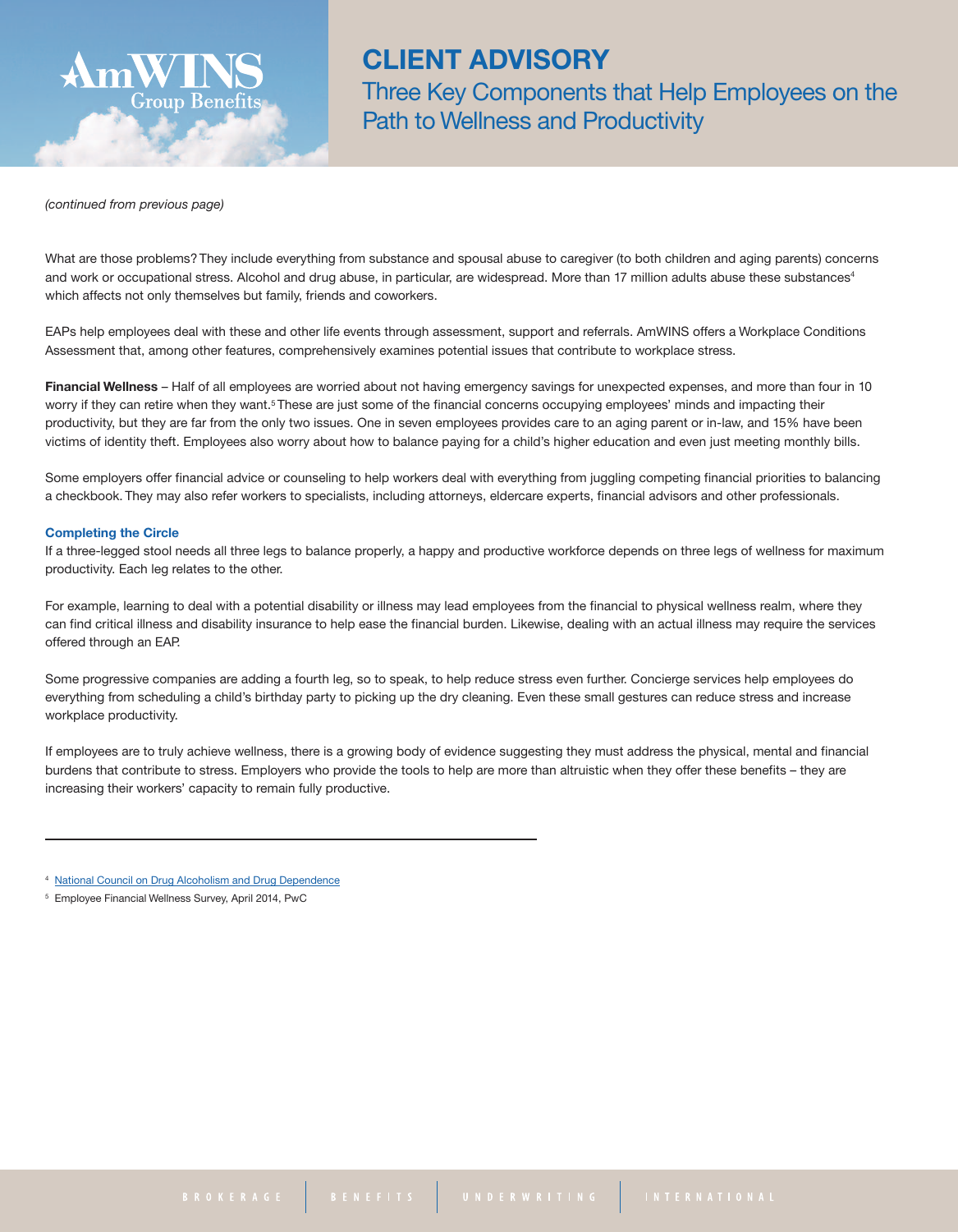# CLIENT ADVISORY

## Three Key Components that Help Employees on the Path to Wellness and Productivity

*(continued from previous page)*

What are those problems? They include everything from substance and spousal abuse to caregiver (to both children and aging parents) concerns and work or occupational stress. Alcohol and drug abuse, in particular, are widespread. More than 17 million adults abuse these substances[4] which affects not only themselves but family, friends and coworkers.

EAPs help employees deal with these and other life events through assessment, support and referrals. AmWINS offers a Workplace Conditions Assessment that, among other features, comprehensively examines potential issues that contribute to workplace stress.

**Financial Wellness** – Half of all employees are worried about not having emergency savings for unexpected expenses, and more than four in 10 worry if they can retire when they want.[5] These are just some of the financial concerns occupying employees' minds and impacting their productivity, but they are far from the only two issues. One in seven employees provides care to an aging parent or in-law, and 15% have been victims of identity theft. Employees also worry about how to balance paying for a child's higher education and even just meeting monthly bills.

Some employers offer financial advice or counseling to help workers deal with everything from juggling competing financial priorities to balancing a checkbook. They may also refer workers to specialists, including attorneys, eldercare experts, financial advisors and other professionals.

### Completing the Circle

If a three-legged stool needs all three legs to balance properly, a happy and productive workforce depends on three legs of wellness for maximum productivity. Each leg relates to the other.

For example, learning to deal with a potential disability or illness may lead employees from the financial to physical wellness realm, where they can find critical illness and disability insurance to help ease the financial burden. Likewise, dealing with an actual illness may require the services offered through an EAP.

Some progressive companies are adding a fourth leg, so to speak, to help reduce stress even further. Concierge services help employees do everything from scheduling a child's birthday party to picking up the dry cleaning. Even these small gestures can reduce stress and increase workplace productivity.

If employees are to truly achieve wellness, there is a growing body of evidence suggesting they must address the physical, mental and financial burdens that contribute to stress. Employers who provide the tools to help are more than altruistic when they offer these benefits – they are increasing their workers' capacity to remain fully productive.

---

[4] National Council on Drug Alcoholism and Drug Dependence

[5] Employee Financial Wellness Survey, April 2014, PwC